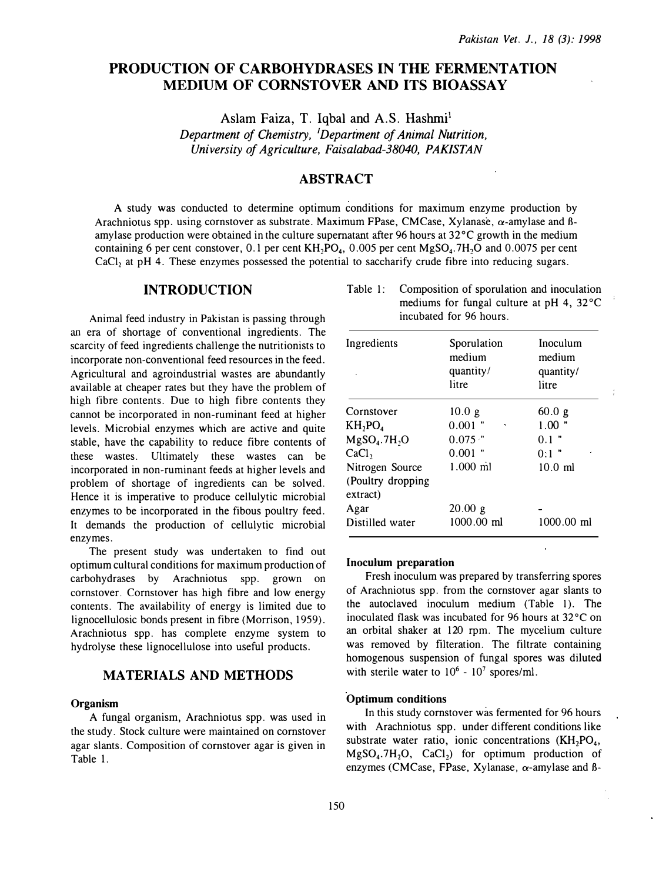# PRODUCTION OF CARBOHYDRASES IN THE FERMENTATION MEDIUM OF CORNSTOVER AND ITS BIOASSAY

Aslam Faiza, T. Iqbal and A.S. Hashmi[1]

*Department of Chemistry, [1]Department of Animal Nutrition, University of Agriculture, Faisalabad-38040, PAKISTAN*

## ABSTRACT

A study was conducted to determine optimum conditions for maximum enzyme production by Arachniotus spp. using cornstover as substrate. Maximum FPase, CMCase, Xylanase, $\alpha$-amylase and ß-amylase production were obtained in the culture supernatant after 96 hours at 32°C growth in the medium containing 6 per cent constover, 0.1 per cent $KH_2PO_4$, 0.005 per cent $MgSO_4.7H_2O$ and 0.0075 per cent $CaCl_2$ at pH 4. These enzymes possessed the potential to saccharify crude fibre into reducing sugars.

## INTRODUCTION

Animal feed industry in Pakistan is passing through an era of shortage of conventional ingredients. The scarcity of feed ingredients challenge the nutritionists to incorporate non-conventional feed resources in the feed. Agricultural and agroindustrial wastes are abundantly available at cheaper rates but they have the problem of high fibre contents. Due to high fibre contents they cannot be incorporated in non-ruminant feed at higher levels. Microbial enzymes which are active and quite stable, have the capability to reduce fibre contents of these wastes. Ultimately these wastes can be incorporated in non-ruminant feeds at higher levels and problem of shortage of ingredients can be solved. Hence it is imperative to produce cellulytic microbial enzymes to be incorporated in the fibous poultry feed. It demands the production of cellulytic microbial enzymes.

The present study was undertaken to find out optimum cultural conditions for maximum production of carbohydrases by Arachniotus spp. grown on cornstover. Cornstover has high fibre and low energy contents. The availability of energy is limited due to lignocellulosic bonds present in fibre (Morrison, 1959). Arachniotus spp. has complete enzyme system to hydrolyse these lignocellulose into useful products.

## MATERIALS AND METHODS

### Organism

A fungal organism, Arachniotus spp. was used in the study. Stock culture were maintained on cornstover agar slants. Composition of cornstover agar is given in Table 1.

Table 1: Composition of sporulation and inoculation mediums for fungal culture at pH 4, 32°C incubated for 96 hours.

| Ingredients | Sporulation medium quantity/ litre | Inoculum medium quantity/ litre |
|---|---|---|
| Cornstover | 10.0 g | 60.0 g |
| $KH_2PO_4$ | 0.001 " | 1.00 " |
| $MgSO_4.7H_2O$ | 0.075 " | 0.1 " |
| $CaCl_2$ | 0.001 " | 0:1 " |
| Nitrogen Source (Poultry dropping extract) | 1.000 ml | 10.0 ml |
| Agar | 20.00 g | - |
| Distilled water | 1000.00 ml | 1000.00 ml |

### Inoculum preparation

Fresh inoculum was prepared by transferring spores of Arachniotus spp. from the cornstover agar slants to the autoclaved inoculum medium (Table 1). The inoculated flask was incubated for 96 hours at 32°C on an orbital shaker at 120 rpm. The mycelium culture was removed by filteration. The filtrate containing homogenous suspension of fungal spores was diluted with sterile water to $10^6$ - $10^7$ spores/ml.

### Optimum conditions

In this study cornstover was fermented for 96 hours with Arachniotus spp. under different conditions like substrate water ratio, ionic concentrations ($KH_2PO_4$, $MgSO_4.7H_2O$, $CaCl_2$) for optimum production of enzymes (CMCase, FPase, Xylanase, $\alpha$-amylase and ß-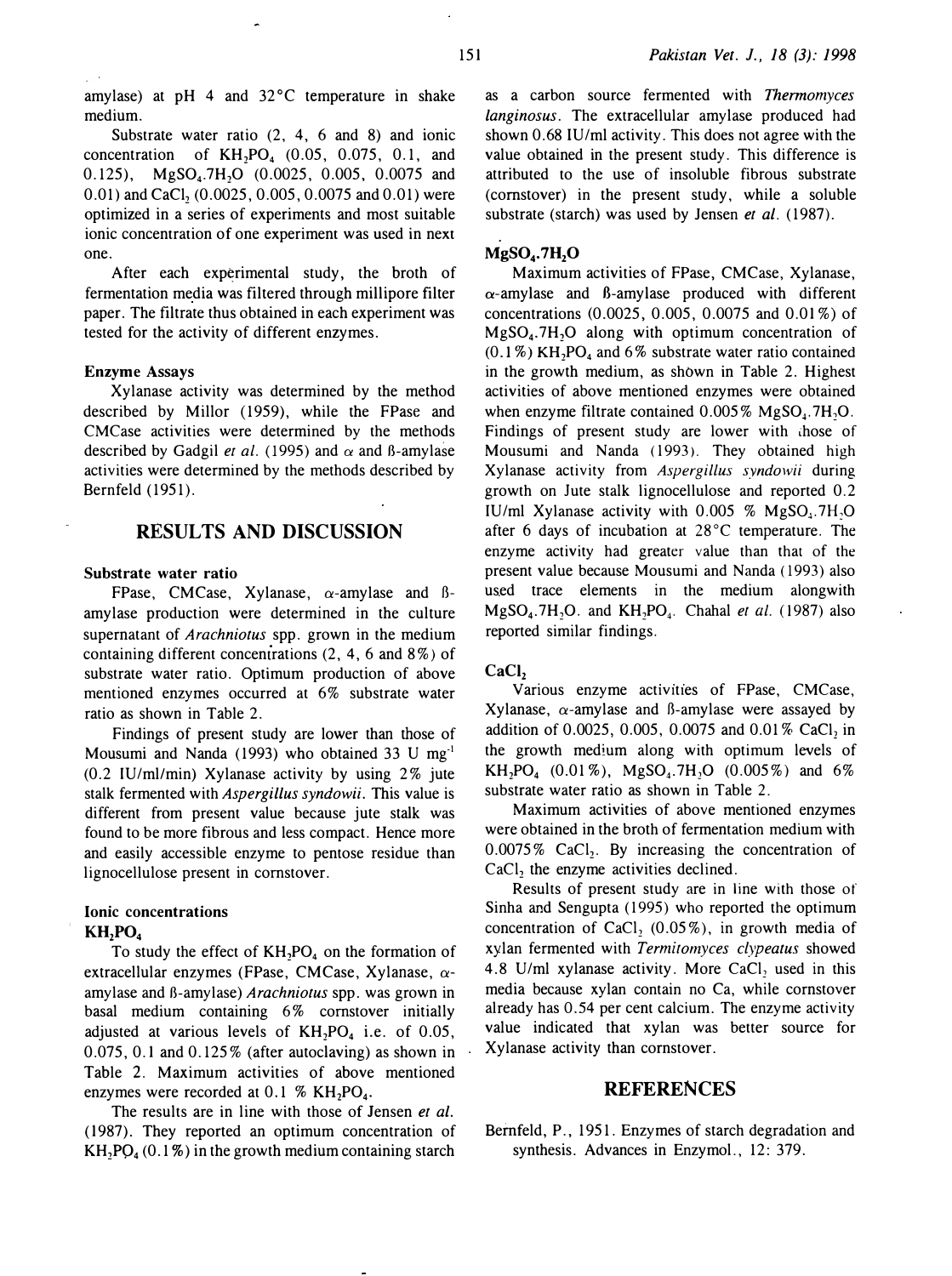amylase) at pH 4 and 32°C temperature in shake medium.

Substrate water ratio (2, 4, 6 and 8) and ionic concentration of $KH_2PO_4$ (0.05, 0.075, 0.1, and 0.125), $MgSO_4.7H_2O$ (0.0025, 0.005, 0.0075 and 0.01) and $CaCl_2$ (0.0025, 0.005, 0.0075 and 0.01) were optimized in a series of experiments and most suitable ionic concentration of one experiment was used in next one.

After each experimental study, the broth of fermentation media was filtered through millipore filter paper. The filtrate thus obtained in each experiment was tested for the activity of different enzymes.

### Enzyme Assays

Xylanase activity was determined by the method described by Millor (1959), while the FPase and CMCase activities were determined by the methods described by Gadgil *et al.* (1995) and α and ß-amylase activities were determined by the methods described by Bernfeld (1951).

## RESULTS AND DISCUSSION

### Substrate water ratio

FPase, CMCase, Xylanase, α-amylase and ß-amylase production were determined in the culture supernatant of *Arachniotus* spp. grown in the medium containing different concentrations (2, 4, 6 and 8%) of substrate water ratio. Optimum production of above mentioned enzymes occurred at 6% substrate water ratio as shown in Table 2.

Findings of present study are lower than those of Mousumi and Nanda (1993) who obtained 33 U $mg^{-1}$ (0.2 IU/ml/min) Xylanase activity by using 2% jute stalk fermented with *Aspergillus syndowii*. This value is different from present value because jute stalk was found to be more fibrous and less compact. Hence more and easily accessible enzyme to pentose residue than lignocellulose present in cornstover.

### Ionic concentrations

#### $KH_2PO_4$

To study the effect of $KH_2PO_4$ on the formation of extracellular enzymes (FPase, CMCase, Xylanase, α-amylase and ß-amylase) *Arachniotus* spp. was grown in basal medium containing 6% cornstover initially adjusted at various levels of $KH_2PO_4$ i.e. of 0.05, 0.075, 0.1 and 0.125% (after autoclaving) as shown in Table 2. Maximum activities of above mentioned enzymes were recorded at 0.1 % $KH_2PO_4$.

The results are in line with those of Jensen *et al.* (1987). They reported an optimum concentration of $KH_2PO_4$ (0.1%) in the growth medium containing starch as a carbon source fermented with *Thermomyces langinosus*. The extracellular amylase produced had shown 0.68 IU/ml activity. This does not agree with the value obtained in the present study. This difference is attributed to the use of insoluble fibrous substrate (cornstover) in the present study, while a soluble substrate (starch) was used by Jensen *et al.* (1987).

#### $MgSO_4.7H_2O$

Maximum activities of FPase, CMCase, Xylanase, α-amylase and ß-amylase produced with different concentrations (0.0025, 0.005, 0.0075 and 0.01%) of $MgSO_4.7H_2O$ along with optimum concentration of (0.1%) $KH_2PO_4$ and 6% substrate water ratio contained in the growth medium, as shown in Table 2. Highest activities of above mentioned enzymes were obtained when enzyme filtrate contained 0.005% $MgSO_4.7H_2O$. Findings of present study are lower with those of Mousumi and Nanda (1993). They obtained high Xylanase activity from *Aspergillus syndowii* during growth on Jute stalk lignocellulose and reported 0.2 IU/ml Xylanase activity with 0.005 % $MgSO_4.7H_2O$ after 6 days of incubation at 28°C temperature. The enzyme activity had greater value than that of the present value because Mousumi and Nanda (1993) also used trace elements in the medium alongwith $MgSO_4.7H_2O$. and $KH_2PO_4$. Chahal *et al.* (1987) also reported similar findings.

#### $CaCl_2$

Various enzyme activities of FPase, CMCase, Xylanase, α-amylase and ß-amylase were assayed by addition of 0.0025, 0.005, 0.0075 and 0.01% $CaCl_2$ in the growth medium along with optimum levels of $KH_2PO_4$ (0.01%), $MgSO_4.7H_2O$ (0.005%) and 6% substrate water ratio as shown in Table 2.

Maximum activities of above mentioned enzymes were obtained in the broth of fermentation medium with 0.0075% $CaCl_2$. By increasing the concentration of $CaCl_2$ the enzyme activities declined.

Results of present study are in line with those of Sinha and Sengupta (1995) who reported the optimum concentration of $CaCl_2$ (0.05%), in growth media of xylan fermented with *Termitomyces clypeatus* showed 4.8 U/ml xylanase activity. More $CaCl_2$ used in this media because xylan contain no Ca, while cornstover already has 0.54 per cent calcium. The enzyme activity value indicated that xylan was better source for Xylanase activity than cornstover.

## REFERENCES

Bernfeld, P., 1951. Enzymes of starch degradation and synthesis. Advances in Enzymol., 12: 379.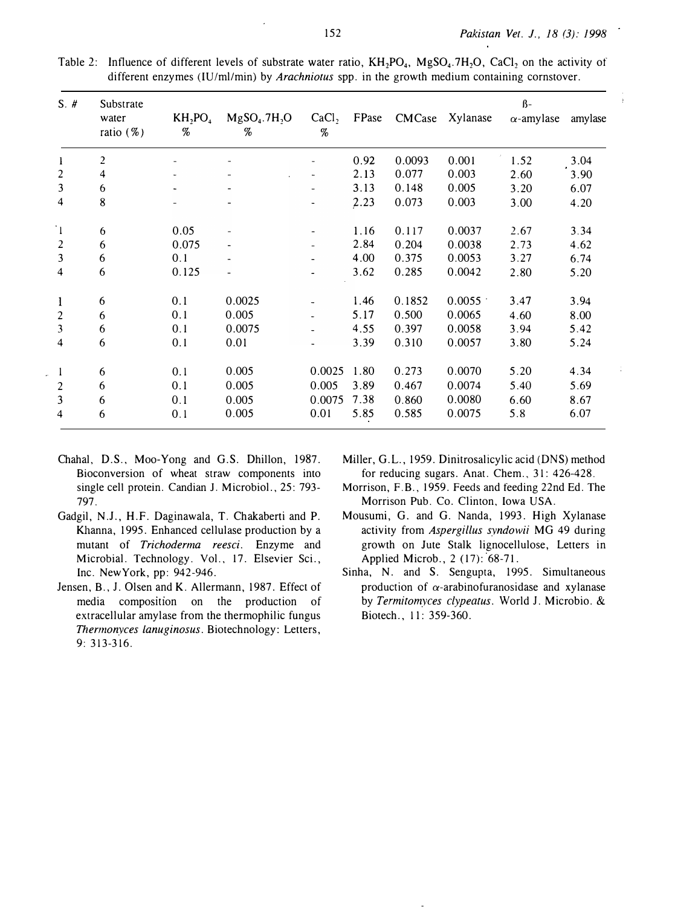Table 2: Influence of different levels of substrate water ratio, $KH_2PO_4$, $MgSO_4.7H_2O$, $CaCl_2$ on the activity of different enzymes (IU/ml/min) by *Arachniotus* spp. in the growth medium containing cornstover.

| S. # | Substrate water ratio (%) | $KH_2PO_4$ % | $MgSO_4.7H_2O$ % | $CaCl_2$ % | FPase | CMCase | Xylanase | α-amylase | ß-amylase |
|---|---|---|---|---|---|---|---|---|---|
| 1 | 2 | - | - | - | 0.92 | 0.0093 | 0.001 | 1.52 | 3.04 |
| 2 | 4 | - | - | - | 2.13 | 0.077 | 0.003 | 2.60 | 3.90 |
| 3 | 6 | - | - | - | 3.13 | 0.148 | 0.005 | 3.20 | 6.07 |
| 4 | 8 | - | - | - | 2.23 | 0.073 | 0.003 | 3.00 | 4.20 |
| 1 | 6 | 0.05 | - | - | 1.16 | 0.117 | 0.0037 | 2.67 | 3.34 |
| 2 | 6 | 0.075 | - | - | 2.84 | 0.204 | 0.0038 | 2.73 | 4.62 |
| 3 | 6 | 0.1 | - | - | 4.00 | 0.375 | 0.0053 | 3.27 | 6.74 |
| 4 | 6 | 0.125 | - | - | 3.62 | 0.285 | 0.0042 | 2.80 | 5.20 |
| 1 | 6 | 0.1 | 0.0025 | - | 1.46 | 0.1852 | 0.0055 | 3.47 | 3.94 |
| 2 | 6 | 0.1 | 0.005 | - | 5.17 | 0.500 | 0.0065 | 4.60 | 8.00 |
| 3 | 6 | 0.1 | 0.0075 | - | 4.55 | 0.397 | 0.0058 | 3.94 | 5.42 |
| 4 | 6 | 0.1 | 0.01 | - | 3.39 | 0.310 | 0.0057 | 3.80 | 5.24 |
| 1 | 6 | 0.1 | 0.005 | 0.0025 | 1.80 | 0.273 | 0.0070 | 5.20 | 4.34 |
| 2 | 6 | 0.1 | 0.005 | 0.005 | 3.89 | 0.467 | 0.0074 | 5.40 | 5.69 |
| 3 | 6 | 0.1 | 0.005 | 0.0075 | 7.38 | 0.860 | 0.0080 | 6.60 | 8.67 |
| 4 | 6 | 0.1 | 0.005 | 0.01 | 5.85 | 0.585 | 0.0075 | 5.8 | 6.07 |

Chahal, D.S., Moo-Yong and G.S. Dhillon, 1987. Bioconversion of wheat straw components into single cell protein. Candian J. Microbiol., 25: 793-797.

Gadgil, N.J., H.F. Daginawala, T. Chakaberti and P. Khanna, 1995. Enhanced cellulase production by a mutant of *Trichoderma reesci*. Enzyme and Microbial. Technology. Vol., 17. Elsevier Sci., Inc. NewYork, pp: 942-946.

Jensen, B., J. Olsen and K. Allermann, 1987. Effect of media composition on the production of extracellular amylase from the thermophilic fungus *Thermonyces lanuginosus*. Biotechnology: Letters, 9: 313-316.

Miller, G.L., 1959. Dinitrosalicylic acid (DNS) method for reducing sugars. Anat. Chem., 31: 426-428.

Morrison, F.B., 1959. Feeds and feeding 22nd Ed. The Morrison Pub. Co. Clinton, Iowa USA.

Mousumi, G. and G. Nanda, 1993. High Xylanase activity from *Aspergillus syndowii* MG 49 during growth on Jute Stalk lignocellulose, Letters in Applied Microb., 2 (17): 68-71.

Sinha, N. and S. Sengupta, 1995. Simultaneous production of α-arabinofuranosidase and xylanase by *Termitomyces clypeatus*. World J. Microbio. & Biotech., 11: 359-360.